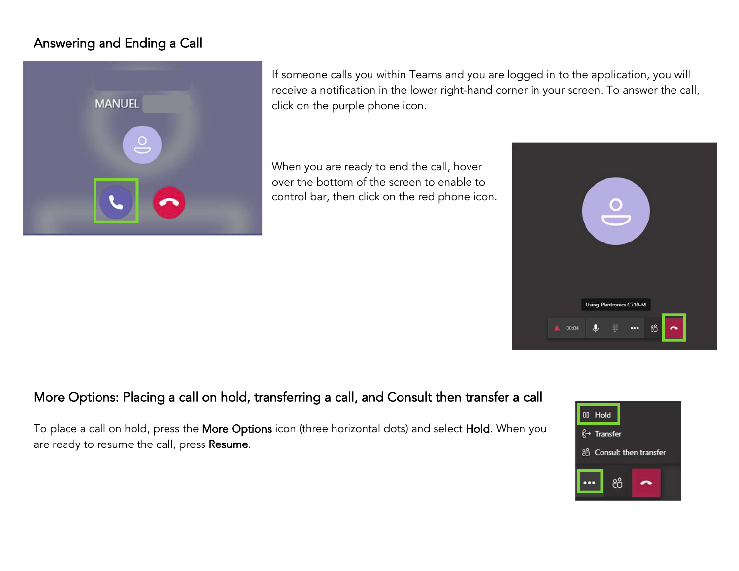## Answering and Ending a Call

If someone calls you within Teams and you are logged in to the application, you will receive a notification in the lower right-hand corner in your screen. To answer the call, click on the purple phone icon.

When you are ready to end the call, hover over the bottom of the screen to enable to control bar, then click on the red phone icon.

## More Options: Placing a call on hold, transferring a call, and Consult then transfer a call

To place a call on hold, press the **More Options** icon (three horizontal dots) and select **Hold**. When you are ready to resume the call, press **Resume**.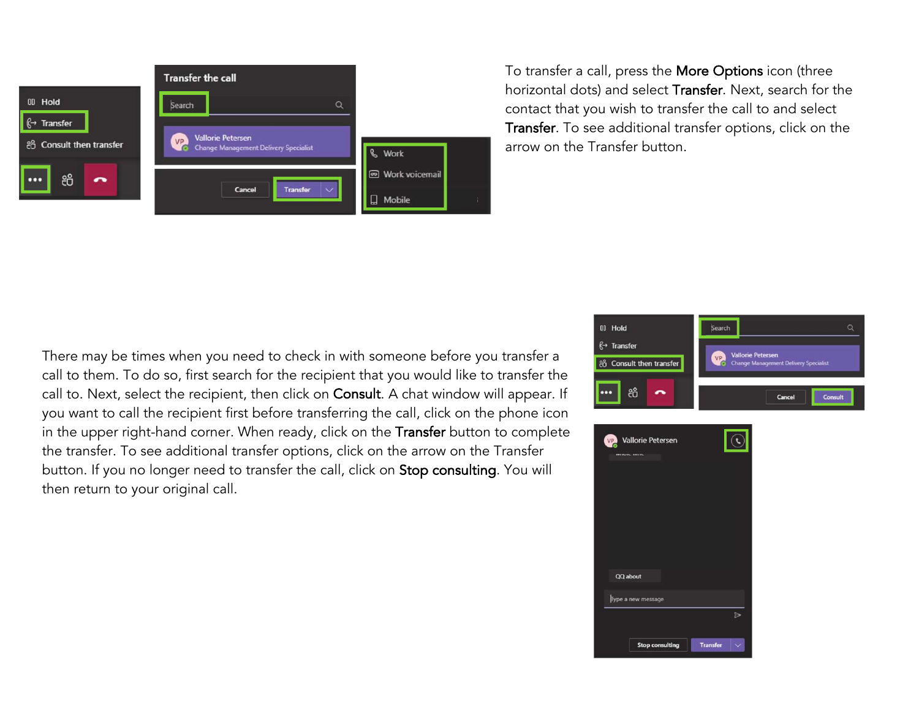To transfer a call, press the **More Options** icon (three horizontal dots) and select **Transfer**. Next, search for the contact that you wish to transfer the call to and select **Transfer**. To see additional transfer options, click on the arrow on the Transfer button.

There may be times when you need to check in with someone before you transfer a call to them. To do so, first search for the recipient that you would like to transfer the call to. Next, select the recipient, then click on **Consult**. A chat window will appear. If you want to call the recipient first before transferring the call, click on the phone icon in the upper right-hand corner. When ready, click on the **Transfer** button to complete the transfer. To see additional transfer options, click on the arrow on the Transfer button. If you no longer need to transfer the call, click on **Stop consulting**. You will then return to your original call.